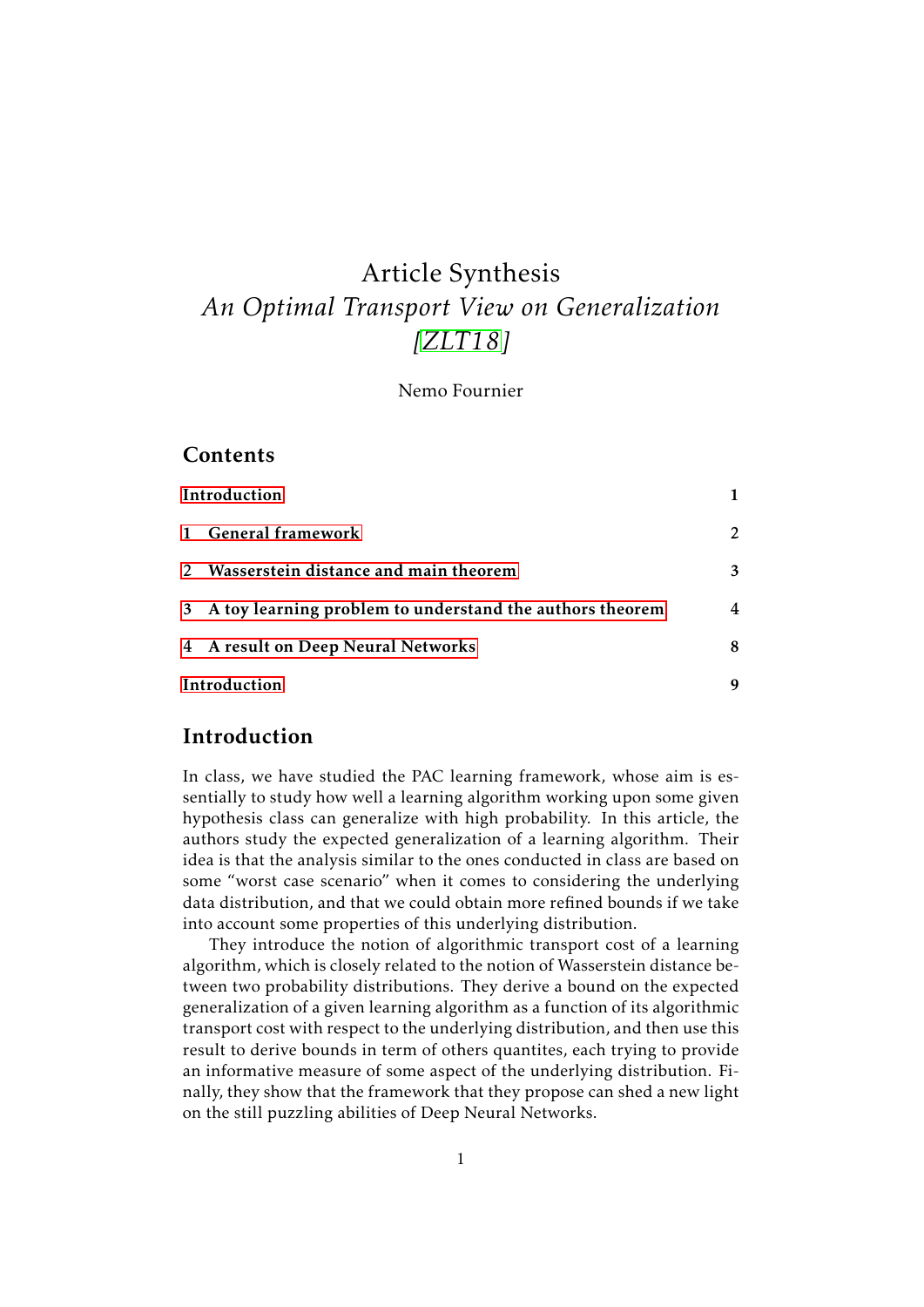# Article Synthesis
## *An Optimal Transport View on Generalization [ZLT18]*

Nemo Fournier

## Contents

| | |
|---|---|
| **Introduction** | **1** |
| **1 General framework** | **2** |
| **2 Wasserstein distance and main theorem** | **3** |
| **3 A toy learning problem to understand the authors theorem** | **4** |
| **4 A result on Deep Neural Networks** | **8** |
| **Introduction** | **9** |

## Introduction

In class, we have studied the PAC learning framework, whose aim is essentially to study how well a learning algorithm working upon some given hypothesis class can generalize with high probability. In this article, the authors study the expected generalization of a learning algorithm. Their idea is that the analysis similar to the ones conducted in class are based on some "worst case scenario" when it comes to considering the underlying data distribution, and that we could obtain more refined bounds if we take into account some properties of this underlying distribution.

They introduce the notion of algorithmic transport cost of a learning algorithm, which is closely related to the notion of Wasserstein distance between two probability distributions. They derive a bound on the expected generalization of a given learning algorithm as a function of its algorithmic transport cost with respect to the underlying distribution, and then use this result to derive bounds in term of others quantites, each trying to provide an informative measure of some aspect of the underlying distribution. Finally, they show that the framework that they propose can shed a new light on the still puzzling abilities of Deep Neural Networks.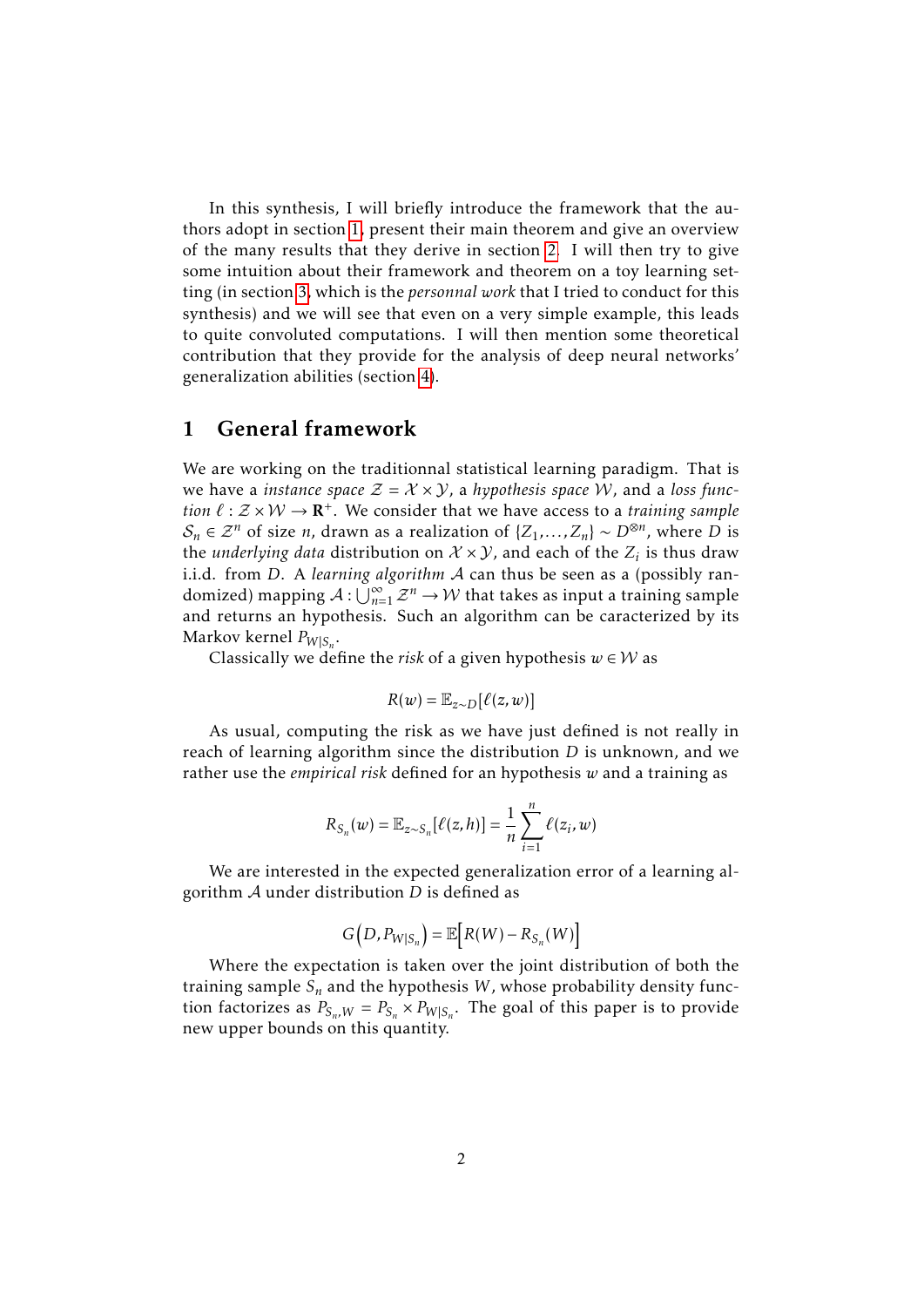In this synthesis, I will briefly introduce the framework that the authors adopt in section 1, present their main theorem and give an overview of the many results that they derive in section 2. I will then try to give some intuition about their framework and theorem on a toy learning setting (in section 3, which is the *personnal work* that I tried to conduct for this synthesis) and we will see that even on a very simple example, this leads to quite convoluted computations. I will then mention some theoretical contribution that they provide for the analysis of deep neural networks' generalization abilities (section 4).

## 1 General framework

We are working on the traditionnal statistical learning paradigm. That is we have a *instance space* $\mathcal{Z} = \mathcal{X} \times \mathcal{Y}$, a *hypothesis space* $\mathcal{W}$, and a *loss function* $\ell : \mathcal{Z} \times \mathcal{W} \to \mathbf{R}^+$. We consider that we have access to a *training sample* $\mathcal{S}_n \in \mathcal{Z}^n$ of size $n$, drawn as a realization of $\{Z_1, \ldots, Z_n\} \sim D^{\otimes n}$, where $D$ is the *underlying data* distribution on $\mathcal{X} \times \mathcal{Y}$, and each of the $Z_i$ is thus draw i.i.d. from $D$. A *learning algorithm* $\mathcal{A}$ can thus be seen as a (possibly randomized) mapping $\mathcal{A} : \bigcup_{n=1}^{\infty} \mathcal{Z}^n \to \mathcal{W}$ that takes as input a training sample and returns an hypothesis. Such an algorithm can be caracterized by its Markov kernel $P_{W|S_n}$.

Classically we define the *risk* of a given hypothesis $w \in \mathcal{W}$ as

$$R(w) = \mathbb{E}_{z \sim D}[\ell(z, w)]$$

As usual, computing the risk as we have just defined is not really in reach of learning algorithm since the distribution $D$ is unknown, and we rather use the *empirical risk* defined for an hypothesis $w$ and a training as

$$R_{S_n}(w) = \mathbb{E}_{z \sim S_n}[\ell(z, h)] = \frac{1}{n} \sum_{i=1}^{n} \ell(z_i, w)$$

We are interested in the expected generalization error of a learning algorithm $\mathcal{A}$ under distribution $D$ is defined as

$$G\left(D, P_{W|S_n}\right) = \mathbb{E}\Big[R(W) - R_{S_n}(W)\Big]$$

Where the expectation is taken over the joint distribution of both the training sample $S_n$ and the hypothesis $W$, whose probability density function factorizes as $P_{S_n, W} = P_{S_n} \times P_{W|S_n}$. The goal of this paper is to provide new upper bounds on this quantity.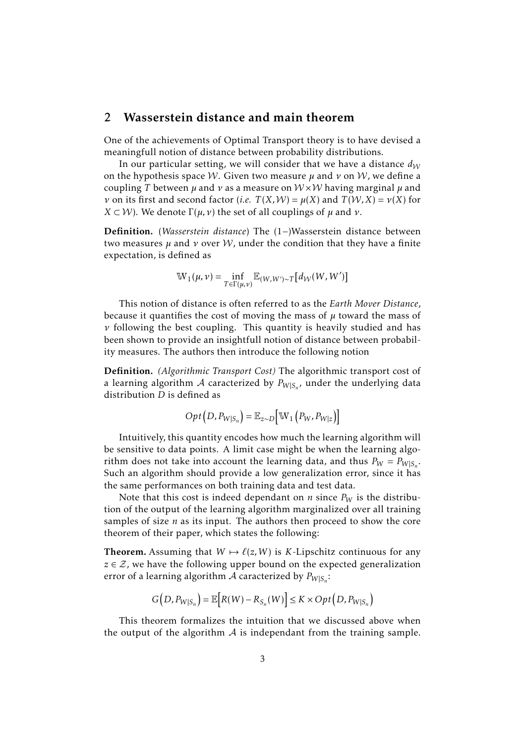## 2 Wasserstein distance and main theorem

One of the achievements of Optimal Transport theory is to have devised a meaningfull notion of distance between probability distributions.

In our particular setting, we will consider that we have a distance $d_{\mathcal{W}}$ on the hypothesis space $\mathcal{W}$. Given two measure $\mu$ and $\nu$ on $\mathcal{W}$, we define a coupling $T$ between $\mu$ and $\nu$ as a measure on $\mathcal{W} \times \mathcal{W}$ having marginal $\mu$ and $\nu$ on its first and second factor (*i.e.* $T(X, \mathcal{W}) = \mu(X)$ and $T(\mathcal{W}, X) = \nu(X)$ for $X \subset \mathcal{W}$). We denote $\Gamma(\mu, \nu)$ the set of all couplings of $\mu$ and $\nu$.

**Definition.** (*Wasserstein distance*) The (1−)Wasserstein distance between two measures $\mu$ and $\nu$ over $\mathcal{W}$, under the condition that they have a finite expectation, is defined as

$$\mathbb{W}_1(\mu, \nu) = \inf_{T \in \Gamma(\mu,\nu)} \mathbb{E}_{(W,W')\sim T}[d_{\mathcal{W}}(W, W')]$$

This notion of distance is often referred to as the *Earth Mover Distance*, because it quantifies the cost of moving the mass of $\mu$ toward the mass of $\nu$ following the best coupling. This quantity is heavily studied and has been shown to provide an insightfull notion of distance between probability measures. The authors then introduce the following notion

**Definition.** *(Algorithmic Transport Cost)* The algorithmic transport cost of a learning algorithm $\mathcal{A}$ caracterized by $P_{W|S_n}$, under the underlying data distribution $D$ is defined as

$$Opt\left(D, P_{W|S_n}\right) = \mathbb{E}_{z\sim D}\left[\mathbb{W}_1\left(P_W, P_{W|z}\right)\right]$$

Intuitively, this quantity encodes how much the learning algorithm will be sensitive to data points. A limit case might be when the learning algorithm does not take into account the learning data, and thus $P_W = P_{W|S_n}$. Such an algorithm should provide a low generalization error, since it has the same performances on both training data and test data.

Note that this cost is indeed dependant on $n$ since $P_W$ is the distribution of the output of the learning algorithm marginalized over all training samples of size $n$ as its input. The authors then proceed to show the core theorem of their paper, which states the following:

**Theorem.** Assuming that $W \mapsto \ell(z, W)$ is $K$-Lipschitz continuous for any $z \in \mathcal{Z}$, we have the following upper bound on the expected generalization error of a learning algorithm $\mathcal{A}$ caracterized by $P_{W|S_n}$:

$$G\left(D, P_{W|S_n}\right) = \mathbb{E}\left[R(W) - R_{S_n}(W)\right] \leq K \times Opt\left(D, P_{W|S_n}\right)$$

This theorem formalizes the intuition that we discussed above when the output of the algorithm $\mathcal{A}$ is independant from the training sample.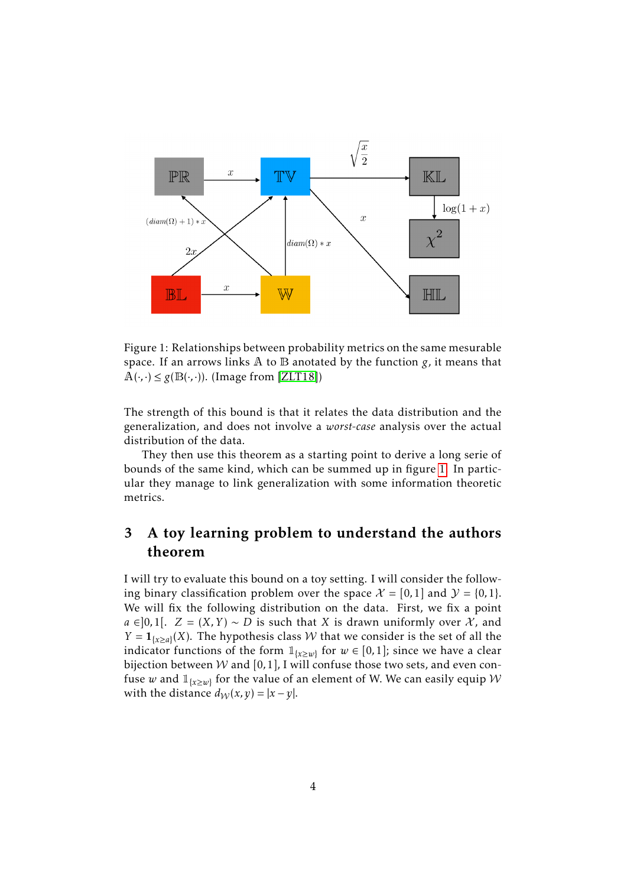Figure 1: Relationships between probability metrics on the same mesurable space. If an arrows links $\mathbb{A}$ to $\mathbb{B}$ anotated by the function $g$, it means that $\mathbb{A}(\cdot,\cdot) \le g(\mathbb{B}(\cdot,\cdot))$. (Image from [ZLT18])

The strength of this bound is that it relates the data distribution and the generalization, and does not involve a *worst-case* analysis over the actual distribution of the data.

They then use this theorem as a starting point to derive a long serie of bounds of the same kind, which can be summed up in figure 1. In particular they manage to link generalization with some information theoretic metrics.

## 3 A toy learning problem to understand the authors theorem

I will try to evaluate this bound on a toy setting. I will consider the following binary classification problem over the space $\mathcal{X} = [0,1]$ and $\mathcal{Y} = \{0,1\}$. We will fix the following distribution on the data. First, we fix a point $a \in ]0,1[$. $Z = (X,Y) \sim D$ is such that $X$ is drawn uniformly over $\mathcal{X}$, and $Y = \mathbf{1}_{\{x \ge a\}}(X)$. The hypothesis class $\mathcal{W}$ that we consider is the set of all the indicator functions of the form $\mathbb{1}_{\{x \ge w\}}$ for $w \in [0,1]$; since we have a clear bijection between $\mathcal{W}$ and $[0,1]$, I will confuse those two sets, and even confuse $w$ and $\mathbb{1}_{\{x \ge w\}}$ for the value of an element of W. We can easily equip $\mathcal{W}$ with the distance $d_{\mathcal{W}}(x,y) = |x-y|$.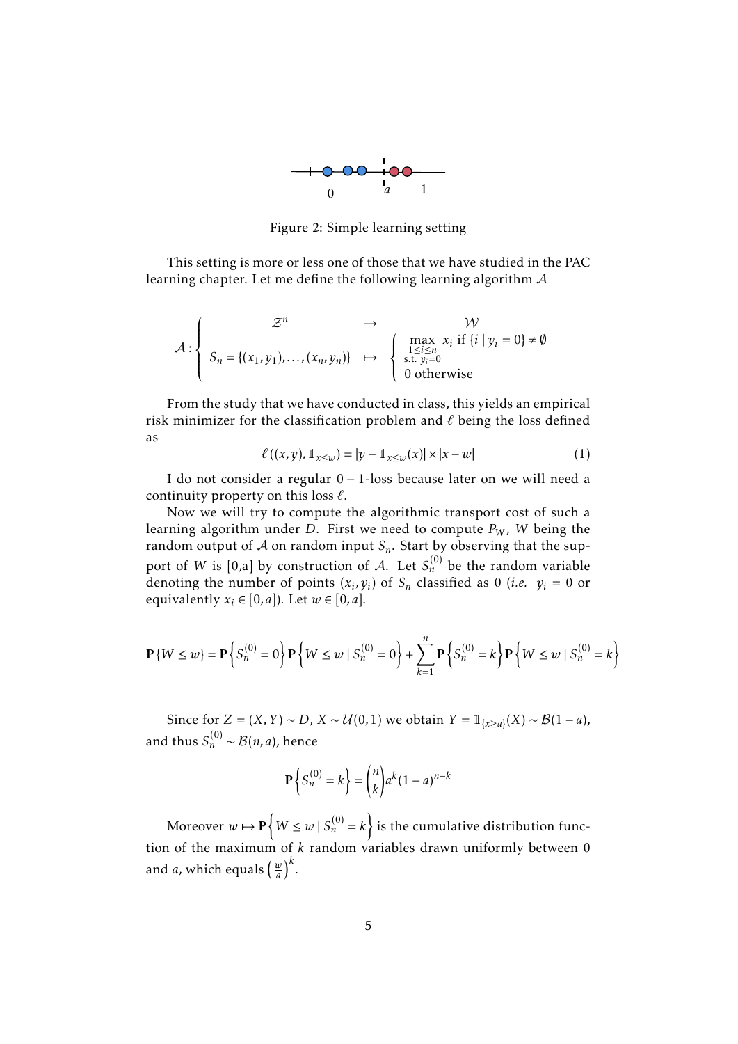Figure 2: Simple learning setting

This setting is more or less one of those that we have studied in the PAC learning chapter. Let me define the following learning algorithm $\mathcal{A}$

$$
\mathcal{A} : \left\{ \begin{array}{ccc} \mathcal{Z}^n & \rightarrow & \mathcal{W} \\ S_n = \{(x_1, y_1), \ldots, (x_n, y_n)\} & \mapsto & \left\{ \begin{array}{l} \max\limits_{\substack{1 \le i \le n \\ \text{s.t. } y_i = 0}} x_i \text{ if } \{i \mid y_i = 0\} \neq \emptyset \\ 0 \text{ otherwise} \end{array} \right. \end{array} \right.
$$

From the study that we have conducted in class, this yields an empirical risk minimizer for the classification problem and $\ell$ being the loss defined as

$$
\ell\left((x,y), \mathbb{1}_{x \le w}\right) = |y - \mathbb{1}_{x \le w}(x)| \times |x - w| \tag{1}
$$

I do not consider a regular $0-1$-loss because later on we will need a continuity property on this loss $\ell$.

Now we will try to compute the algorithmic transport cost of such a learning algorithm under $D$. First we need to compute $P_W$, $W$ being the random output of $\mathcal{A}$ on random input $S_n$. Start by observing that the support of $W$ is [0,a] by construction of $\mathcal{A}$. Let $S_n^{(0)}$ be the random variable denoting the number of points $(x_i, y_i)$ of $S_n$ classified as 0 (*i.e.* $y_i = 0$ or equivalently $x_i \in [0, a]$). Let $w \in [0, a]$.

$$
\mathbf{P}\{W \le w\} = \mathbf{P}\left\{S_n^{(0)} = 0\right\}\mathbf{P}\left\{W \le w \mid S_n^{(0)} = 0\right\} + \sum_{k=1}^{n} \mathbf{P}\left\{S_n^{(0)} = k\right\}\mathbf{P}\left\{W \le w \mid S_n^{(0)} = k\right\}
$$

Since for $Z = (X, Y) \sim D$, $X \sim \mathcal{U}(0,1)$ we obtain $Y = \mathbb{1}_{\{x \ge a\}}(X) \sim \mathcal{B}(1-a)$, and thus $S_n^{(0)} \sim \mathcal{B}(n, a)$, hence

$$
\mathbf{P}\left\{S_n^{(0)} = k\right\} = \binom{n}{k} a^k (1-a)^{n-k}
$$

Moreover $w \mapsto \mathbf{P}\left\{W \le w \mid S_n^{(0)} = k\right\}$ is the cumulative distribution function of the maximum of $k$ random variables drawn uniformly between 0 and $a$, which equals $\left(\frac{w}{a}\right)^k$.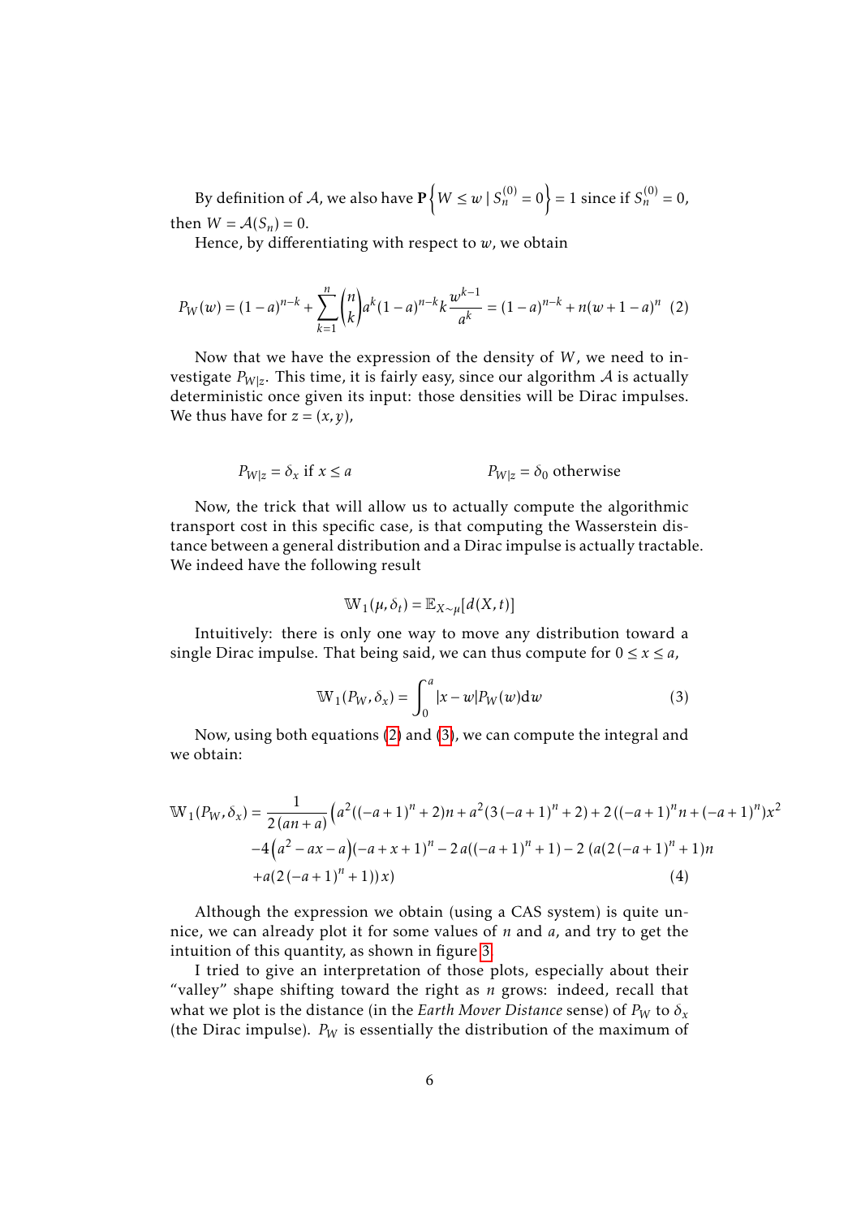By definition of $\mathcal{A}$, we also have $\mathbf{P}\left\{W \leq w \mid S_n^{(0)} = 0\right\} = 1$ since if $S_n^{(0)} = 0$, then $W = \mathcal{A}(S_n) = 0$.

Hence, by differentiating with respect to $w$, we obtain

$$P_W(w) = (1-a)^{n-k} + \sum_{k=1}^{n} \binom{n}{k} a^k (1-a)^{n-k} k \frac{w^{k-1}}{a^k} = (1-a)^{n-k} + n(w+1-a)^n \quad (2)$$

Now that we have the expression of the density of $W$, we need to investigate $P_{W|z}$. This time, it is fairly easy, since our algorithm $\mathcal{A}$ is actually deterministic once given its input: those densities will be Dirac impulses. We thus have for $z = (x, y)$,

$$P_{W|z} = \delta_x \text{ if } x \leq a \qquad\qquad P_{W|z} = \delta_0 \text{ otherwise}$$

Now, the trick that will allow us to actually compute the algorithmic transport cost in this specific case, is that computing the Wasserstein distance between a general distribution and a Dirac impulse is actually tractable. We indeed have the following result

$$\mathbb{W}_1(\mu, \delta_t) = \mathbb{E}_{X\sim\mu}[d(X,t)]$$

Intuitively: there is only one way to move any distribution toward a single Dirac impulse. That being said, we can thus compute for $0 \leq x \leq a$,

$$\mathbb{W}_1(P_W, \delta_x) = \int_0^a |x - w| P_W(w) \mathrm{d}w \quad (3)$$

Now, using both equations (2) and (3), we can compute the integral and we obtain:

$$\begin{aligned}
\mathbb{W}_1(P_W, \delta_x) = \frac{1}{2(an+a)} \Big( & a^2((-a+1)^n + 2)n + a^2(3(-a+1)^n + 2) + 2((-a+1)^n n + (-a+1)^n)x^2 \\
& -4\big(a^2 - ax - a\big)(-a+x+1)^n - 2a((-a+1)^n + 1) - 2(a(2(-a+1)^n + 1)n \\
& + a(2(-a+1)^n + 1))x \Big) \qquad (4)
\end{aligned}$$

Although the expression we obtain (using a CAS system) is quite unnice, we can already plot it for some values of $n$ and $a$, and try to get the intuition of this quantity, as shown in figure 3.

I tried to give an interpretation of those plots, especially about their "valley" shape shifting toward the right as $n$ grows: indeed, recall that what we plot is the distance (in the *Earth Mover Distance* sense) of $P_W$ to $\delta_x$ (the Dirac impulse). $P_W$ is essentially the distribution of the maximum of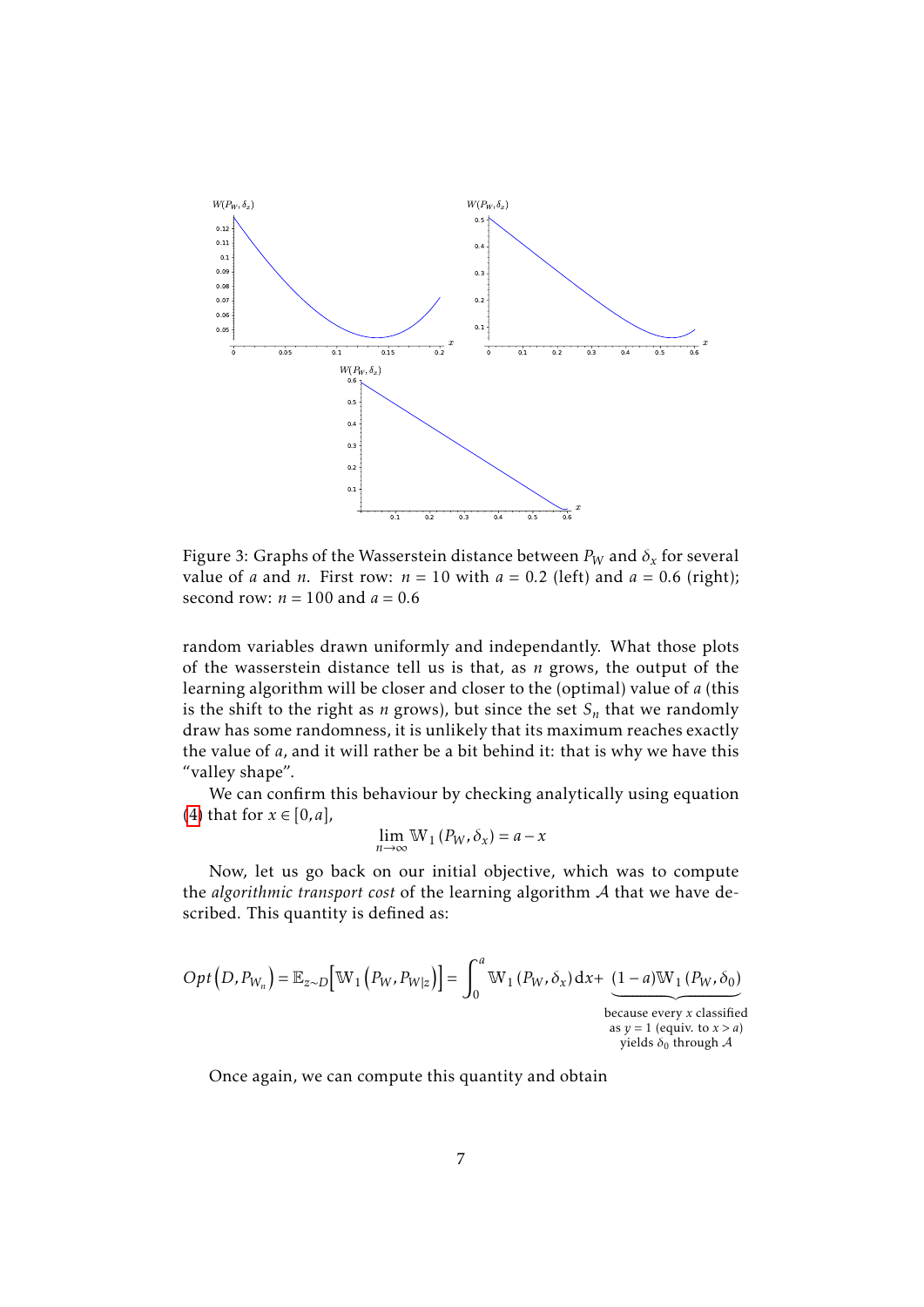Figure 3: Graphs of the Wasserstein distance between $P_W$ and $\delta_x$ for several value of $a$ and $n$. First row: $n = 10$ with $a = 0.2$ (left) and $a = 0.6$ (right); second row: $n = 100$ and $a = 0.6$

random variables drawn uniformly and independantly. What those plots of the wasserstein distance tell us is that, as $n$ grows, the output of the learning algorithm will be closer and closer to the (optimal) value of $a$ (this is the shift to the right as $n$ grows), but since the set $S_n$ that we randomly draw has some randomness, it is unlikely that its maximum reaches exactly the value of $a$, and it will rather be a bit behind it: that is why we have this "valley shape".

We can confirm this behaviour by checking analytically using equation (4) that for $x \in [0, a]$,

$$\lim_{n\to\infty} \mathbb{W}_1 (P_W, \delta_x) = a - x$$

Now, let us go back on our initial objective, which was to compute the *algorithmic transport cost* of the learning algorithm $\mathcal{A}$ that we have described. This quantity is defined as:

$$Opt\left(D, P_{W_n}\right) = \mathbb{E}_{z\sim D}\left[\mathbb{W}_1\left(P_W, P_{W|z}\right)\right] = \int_0^a \mathbb{W}_1 (P_W, \delta_x)\,\mathrm{d}x + \underbrace{(1-a)\mathbb{W}_1 (P_W, \delta_0)}_{\substack{\text{because every } x \text{ classified} \\ \text{as } y=1 \text{ (equiv. to } x>a) \\ \text{yields } \delta_0 \text{ through } \mathcal{A}}}$$

Once again, we can compute this quantity and obtain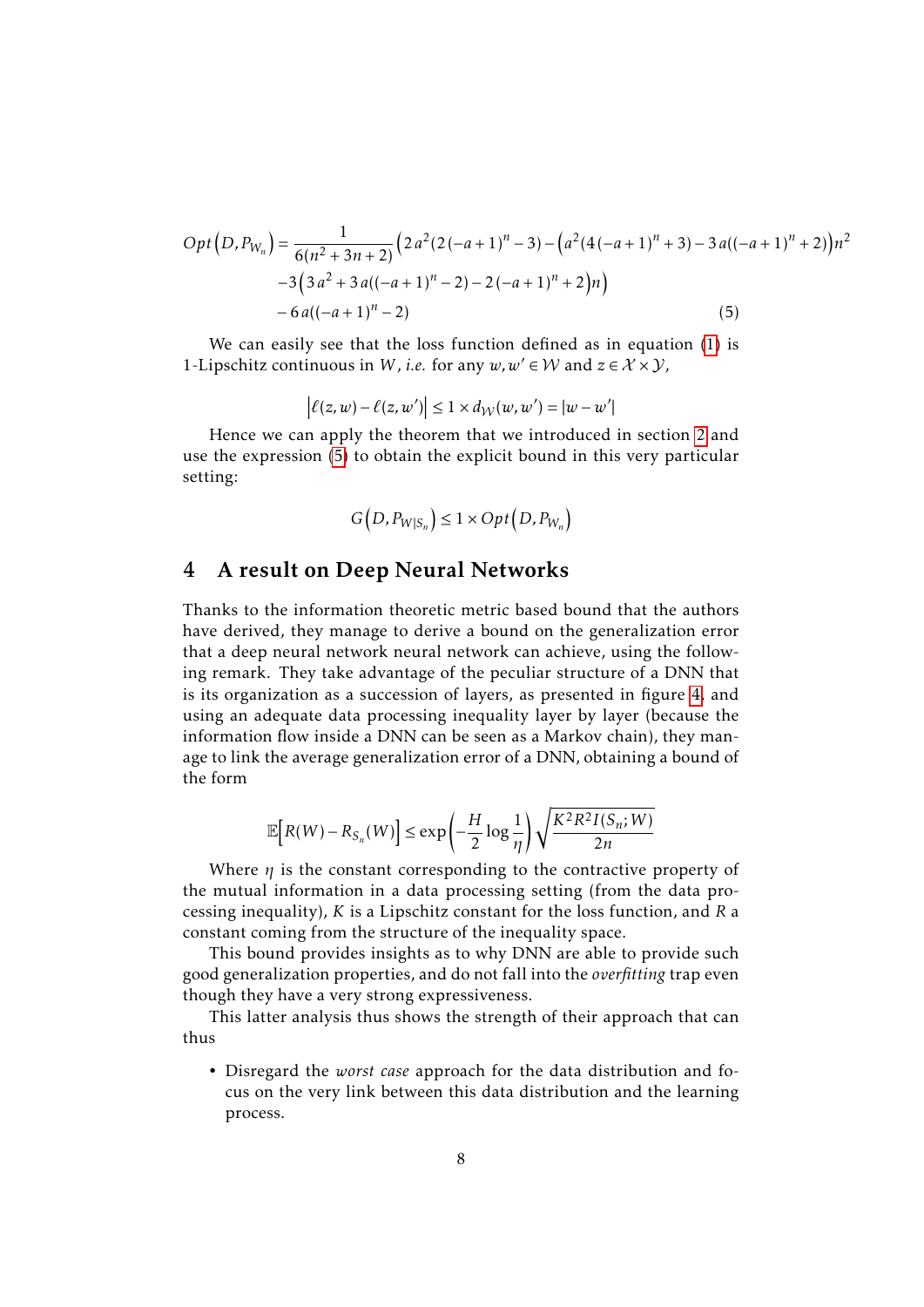$$
\begin{aligned}
Opt\left(D, P_{W_n}\right) = \frac{1}{6(n^2+3n+2)} &\left(2\,a^2(2(-a+1)^n - 3) - \left(a^2(4(-a+1)^n + 3) - 3\,a((-a+1)^n + 2)\right)n^2\right. \\
&-3\left(3\,a^2 + 3\,a((-a+1)^n - 2) - 2(-a+1)^n + 2\right)n\Big) \\
&- 6\,a((-a+1)^n - 2)
\end{aligned} \tag{5}
$$

We can easily see that the loss function defined as in equation (1) is 1-Lipschitz continuous in $W$, *i.e.* for any $w, w' \in \mathcal{W}$ and $z \in \mathcal{X} \times \mathcal{Y}$,

$$
\left|\ell(z,w) - \ell(z,w')\right| \leq 1 \times d_{\mathcal{W}}(w,w') = |w - w'|
$$

Hence we can apply the theorem that we introduced in section 2 and use the expression (5) to obtain the explicit bound in this very particular setting:

$$
G\left(D, P_{W|S_n}\right) \leq 1 \times Opt\left(D, P_{W_n}\right)
$$

## 4 A result on Deep Neural Networks

Thanks to the information theoretic metric based bound that the authors have derived, they manage to derive a bound on the generalization error that a deep neural network neural network can achieve, using the following remark. They take advantage of the peculiar structure of a DNN that is its organization as a succession of layers, as presented in figure 4, and using an adequate data processing inequality layer by layer (because the information flow inside a DNN can be seen as a Markov chain), they manage to link the average generalization error of a DNN, obtaining a bound of the form

$$
\mathbb{E}\left[R(W) - R_{S_n}(W)\right] \leq \exp\left(-\frac{H}{2}\log\frac{1}{\eta}\right)\sqrt{\frac{K^2R^2I(S_n;W)}{2n}}
$$

Where $\eta$ is the constant corresponding to the contractive property of the mutual information in a data processing setting (from the data processing inequality), $K$ is a Lipschitz constant for the loss function, and $R$ a constant coming from the structure of the inequality space.

This bound provides insights as to why DNN are able to provide such good generalization properties, and do not fall into the *overfitting* trap even though they have a very strong expressiveness.

This latter analysis thus shows the strength of their approach that can thus

- Disregard the *worst case* approach for the data distribution and focus on the very link between this data distribution and the learning process.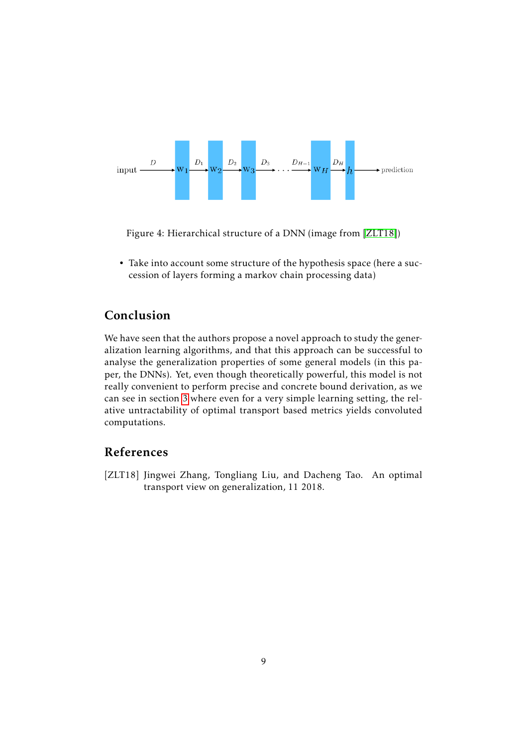input $\xrightarrow{D}$ $W_1$ $\xrightarrow{D_1}$ $W_2$ $\xrightarrow{D_2}$ $W_3$ $\xrightarrow{D_3}$ ... $\xrightarrow{D_{H-1}}$ $W_H$ $\xrightarrow{D_H}$ $h$ → prediction

Figure 4: Hierarchical structure of a DNN (image from [ZLT18])

- Take into account some structure of the hypothesis space (here a succession of layers forming a markov chain processing data)

## Conclusion

We have seen that the authors propose a novel approach to study the generalization learning algorithms, and that this approach can be successful to analyse the generalization properties of some general models (in this paper, the DNNs). Yet, even though theoretically powerful, this model is not really convenient to perform precise and concrete bound derivation, as we can see in section 3 where even for a very simple learning setting, the relative untractability of optimal transport based metrics yields convoluted computations.

## References

[ZLT18] Jingwei Zhang, Tongliang Liu, and Dacheng Tao. An optimal transport view on generalization, 11 2018.